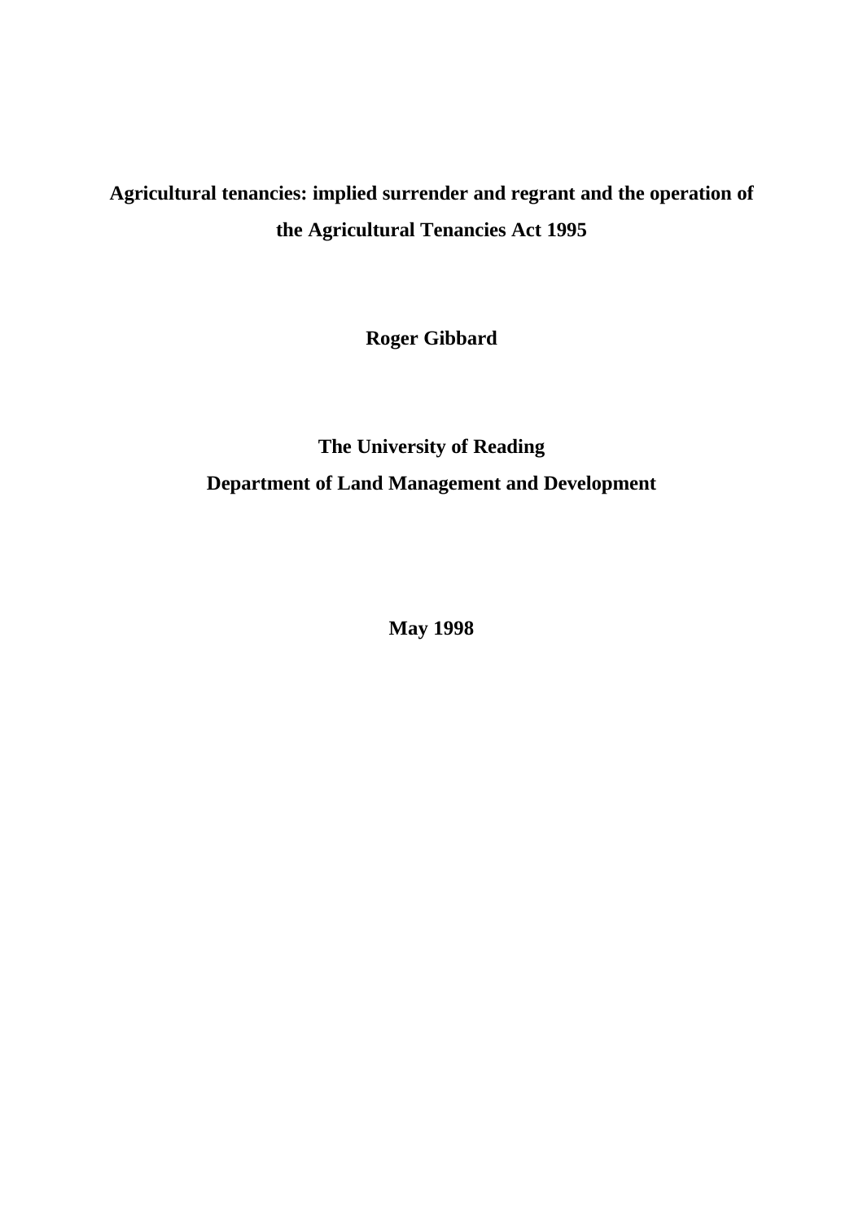# Agricultural tenancies: implied surrender and regrant and the operation of the Agricultural Tenancies Act 1995

**Roger Gibbard**

**The University of Reading**

**Department of Land Management and Development**

**May 1998**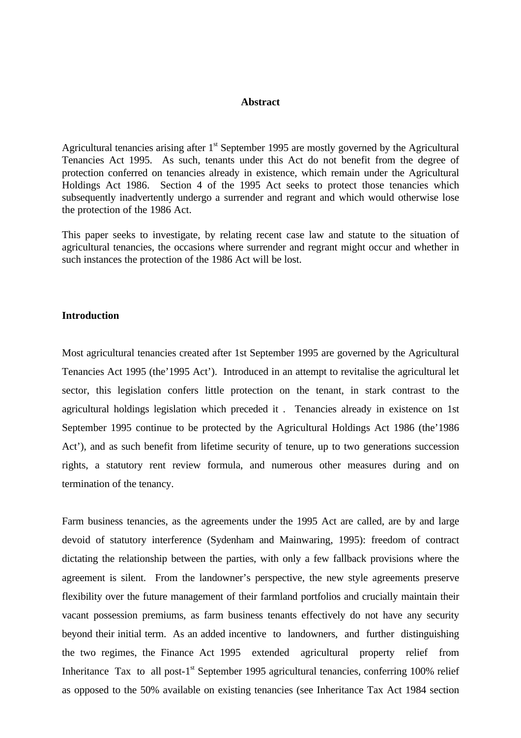## Abstract

Agricultural tenancies arising after 1st September 1995 are mostly governed by the Agricultural Tenancies Act 1995. As such, tenants under this Act do not benefit from the degree of protection conferred on tenancies already in existence, which remain under the Agricultural Holdings Act 1986. Section 4 of the 1995 Act seeks to protect those tenancies which subsequently inadvertently undergo a surrender and regrant and which would otherwise lose the protection of the 1986 Act.

This paper seeks to investigate, by relating recent case law and statute to the situation of agricultural tenancies, the occasions where surrender and regrant might occur and whether in such instances the protection of the 1986 Act will be lost.

## Introduction

Most agricultural tenancies created after 1st September 1995 are governed by the Agricultural Tenancies Act 1995 (the'1995 Act'). Introduced in an attempt to revitalise the agricultural let sector, this legislation confers little protection on the tenant, in stark contrast to the agricultural holdings legislation which preceded it . Tenancies already in existence on 1st September 1995 continue to be protected by the Agricultural Holdings Act 1986 (the'1986 Act'), and as such benefit from lifetime security of tenure, up to two generations succession rights, a statutory rent review formula, and numerous other measures during and on termination of the tenancy.

Farm business tenancies, as the agreements under the 1995 Act are called, are by and large devoid of statutory interference (Sydenham and Mainwaring, 1995): freedom of contract dictating the relationship between the parties, with only a few fallback provisions where the agreement is silent. From the landowner's perspective, the new style agreements preserve flexibility over the future management of their farmland portfolios and crucially maintain their vacant possession premiums, as farm business tenants effectively do not have any security beyond their initial term. As an added incentive to landowners, and further distinguishing the two regimes, the Finance Act 1995 extended agricultural property relief from Inheritance Tax to all post-1st September 1995 agricultural tenancies, conferring 100% relief as opposed to the 50% available on existing tenancies (see Inheritance Tax Act 1984 section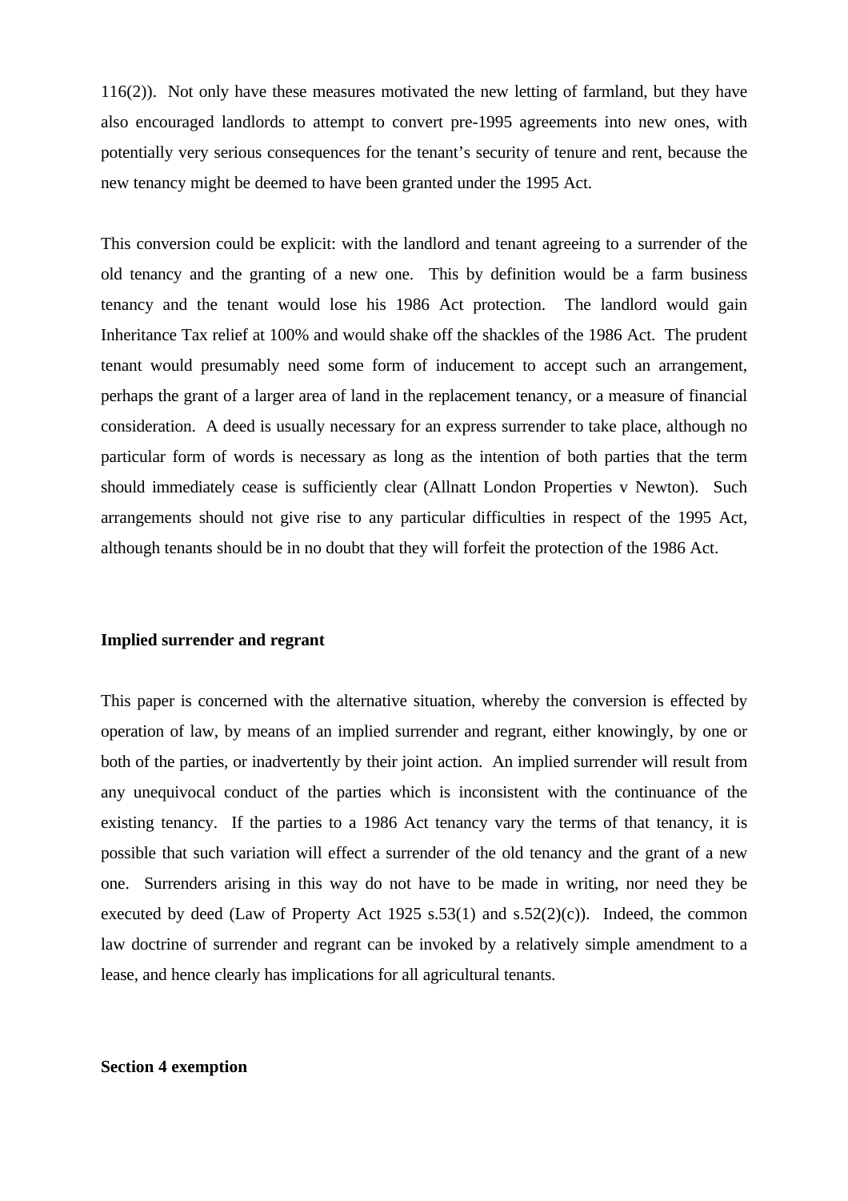116(2)). Not only have these measures motivated the new letting of farmland, but they have also encouraged landlords to attempt to convert pre-1995 agreements into new ones, with potentially very serious consequences for the tenant's security of tenure and rent, because the new tenancy might be deemed to have been granted under the 1995 Act.

This conversion could be explicit: with the landlord and tenant agreeing to a surrender of the old tenancy and the granting of a new one. This by definition would be a farm business tenancy and the tenant would lose his 1986 Act protection. The landlord would gain Inheritance Tax relief at 100% and would shake off the shackles of the 1986 Act. The prudent tenant would presumably need some form of inducement to accept such an arrangement, perhaps the grant of a larger area of land in the replacement tenancy, or a measure of financial consideration. A deed is usually necessary for an express surrender to take place, although no particular form of words is necessary as long as the intention of both parties that the term should immediately cease is sufficiently clear (Allnatt London Properties v Newton). Such arrangements should not give rise to any particular difficulties in respect of the 1995 Act, although tenants should be in no doubt that they will forfeit the protection of the 1986 Act.

**Implied surrender and regrant**

This paper is concerned with the alternative situation, whereby the conversion is effected by operation of law, by means of an implied surrender and regrant, either knowingly, by one or both of the parties, or inadvertently by their joint action. An implied surrender will result from any unequivocal conduct of the parties which is inconsistent with the continuance of the existing tenancy. If the parties to a 1986 Act tenancy vary the terms of that tenancy, it is possible that such variation will effect a surrender of the old tenancy and the grant of a new one. Surrenders arising in this way do not have to be made in writing, nor need they be executed by deed (Law of Property Act 1925 s.53(1) and s.52(2)(c)). Indeed, the common law doctrine of surrender and regrant can be invoked by a relatively simple amendment to a lease, and hence clearly has implications for all agricultural tenants.

**Section 4 exemption**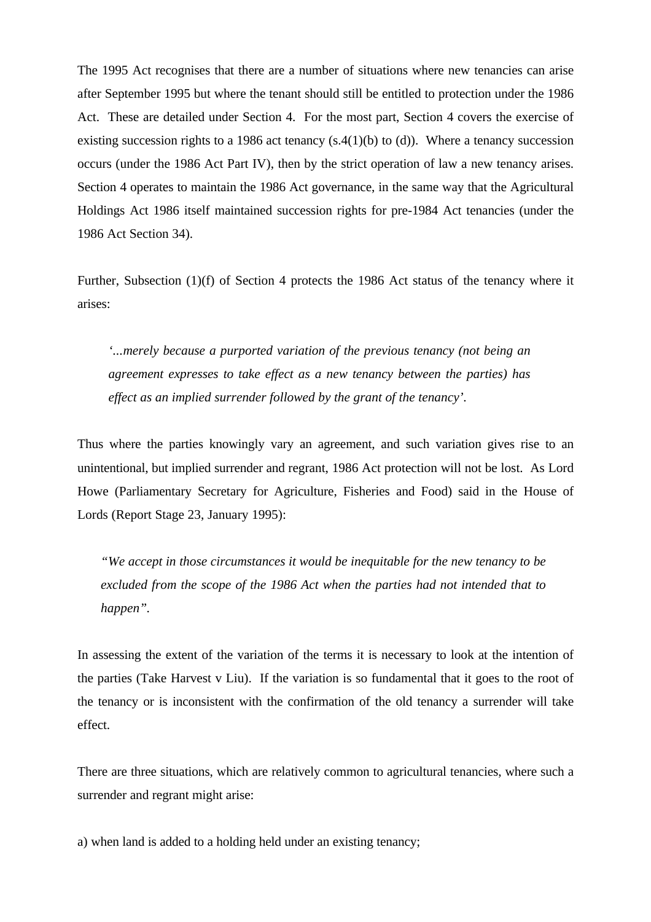The 1995 Act recognises that there are a number of situations where new tenancies can arise after September 1995 but where the tenant should still be entitled to protection under the 1986 Act. These are detailed under Section 4. For the most part, Section 4 covers the exercise of existing succession rights to a 1986 act tenancy (s.4(1)(b) to (d)). Where a tenancy succession occurs (under the 1986 Act Part IV), then by the strict operation of law a new tenancy arises. Section 4 operates to maintain the 1986 Act governance, in the same way that the Agricultural Holdings Act 1986 itself maintained succession rights for pre-1984 Act tenancies (under the 1986 Act Section 34).

Further, Subsection (1)(f) of Section 4 protects the 1986 Act status of the tenancy where it arises:

> *'...merely because a purported variation of the previous tenancy (not being an agreement expresses to take effect as a new tenancy between the parties) has effect as an implied surrender followed by the grant of the tenancy'.*

Thus where the parties knowingly vary an agreement, and such variation gives rise to an unintentional, but implied surrender and regrant, 1986 Act protection will not be lost. As Lord Howe (Parliamentary Secretary for Agriculture, Fisheries and Food) said in the House of Lords (Report Stage 23, January 1995):

> *"We accept in those circumstances it would be inequitable for the new tenancy to be excluded from the scope of the 1986 Act when the parties had not intended that to happen".*

In assessing the extent of the variation of the terms it is necessary to look at the intention of the parties (Take Harvest v Liu). If the variation is so fundamental that it goes to the root of the tenancy or is inconsistent with the confirmation of the old tenancy a surrender will take effect.

There are three situations, which are relatively common to agricultural tenancies, where such a surrender and regrant might arise:

a) when land is added to a holding held under an existing tenancy;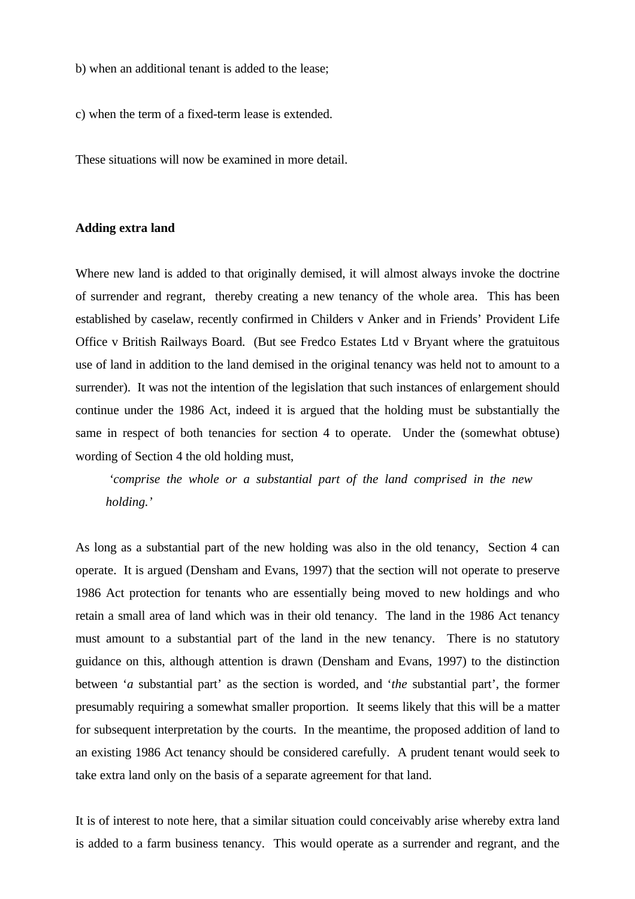b) when an additional tenant is added to the lease;

c) when the term of a fixed-term lease is extended.

These situations will now be examined in more detail.

**Adding extra land**

Where new land is added to that originally demised, it will almost always invoke the doctrine of surrender and regrant, thereby creating a new tenancy of the whole area. This has been established by caselaw, recently confirmed in Childers v Anker and in Friends' Provident Life Office v British Railways Board. (But see Fredco Estates Ltd v Bryant where the gratuitous use of land in addition to the land demised in the original tenancy was held not to amount to a surrender). It was not the intention of the legislation that such instances of enlargement should continue under the 1986 Act, indeed it is argued that the holding must be substantially the same in respect of both tenancies for section 4 to operate. Under the (somewhat obtuse) wording of Section 4 the old holding must,

> '*comprise the whole or a substantial part of the land comprised in the new holding.*'

As long as a substantial part of the new holding was also in the old tenancy, Section 4 can operate. It is argued (Densham and Evans, 1997) that the section will not operate to preserve 1986 Act protection for tenants who are essentially being moved to new holdings and who retain a small area of land which was in their old tenancy. The land in the 1986 Act tenancy must amount to a substantial part of the land in the new tenancy. There is no statutory guidance on this, although attention is drawn (Densham and Evans, 1997) to the distinction between '*a* substantial part' as the section is worded, and '*the* substantial part', the former presumably requiring a somewhat smaller proportion. It seems likely that this will be a matter for subsequent interpretation by the courts. In the meantime, the proposed addition of land to an existing 1986 Act tenancy should be considered carefully. A prudent tenant would seek to take extra land only on the basis of a separate agreement for that land.

It is of interest to note here, that a similar situation could conceivably arise whereby extra land is added to a farm business tenancy. This would operate as a surrender and regrant, and the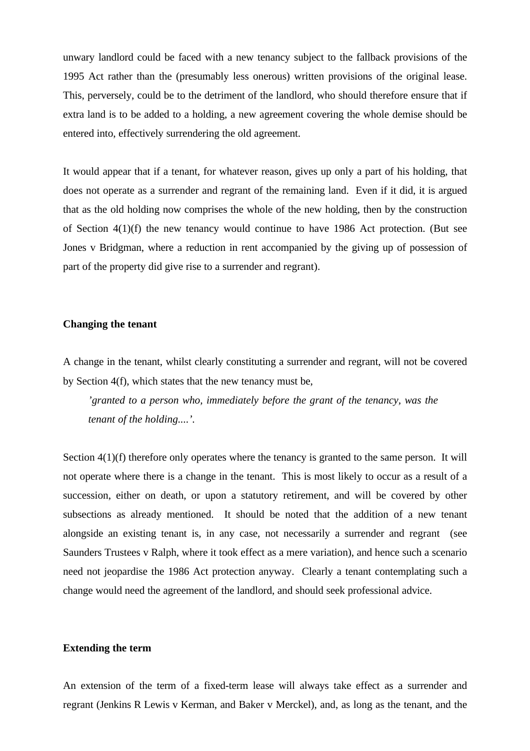unwary landlord could be faced with a new tenancy subject to the fallback provisions of the 1995 Act rather than the (presumably less onerous) written provisions of the original lease. This, perversely, could be to the detriment of the landlord, who should therefore ensure that if extra land is to be added to a holding, a new agreement covering the whole demise should be entered into, effectively surrendering the old agreement.

It would appear that if a tenant, for whatever reason, gives up only a part of his holding, that does not operate as a surrender and regrant of the remaining land. Even if it did, it is argued that as the old holding now comprises the whole of the new holding, then by the construction of Section 4(1)(f) the new tenancy would continue to have 1986 Act protection. (But see Jones v Bridgman, where a reduction in rent accompanied by the giving up of possession of part of the property did give rise to a surrender and regrant).

**Changing the tenant**

A change in the tenant, whilst clearly constituting a surrender and regrant, will not be covered by Section 4(f), which states that the new tenancy must be,

> *'granted to a person who, immediately before the grant of the tenancy, was the tenant of the holding....'.*

Section 4(1)(f) therefore only operates where the tenancy is granted to the same person. It will not operate where there is a change in the tenant. This is most likely to occur as a result of a succession, either on death, or upon a statutory retirement, and will be covered by other subsections as already mentioned. It should be noted that the addition of a new tenant alongside an existing tenant is, in any case, not necessarily a surrender and regrant (see Saunders Trustees v Ralph, where it took effect as a mere variation), and hence such a scenario need not jeopardise the 1986 Act protection anyway. Clearly a tenant contemplating such a change would need the agreement of the landlord, and should seek professional advice.

**Extending the term**

An extension of the term of a fixed-term lease will always take effect as a surrender and regrant (Jenkins R Lewis v Kerman, and Baker v Merckel), and, as long as the tenant, and the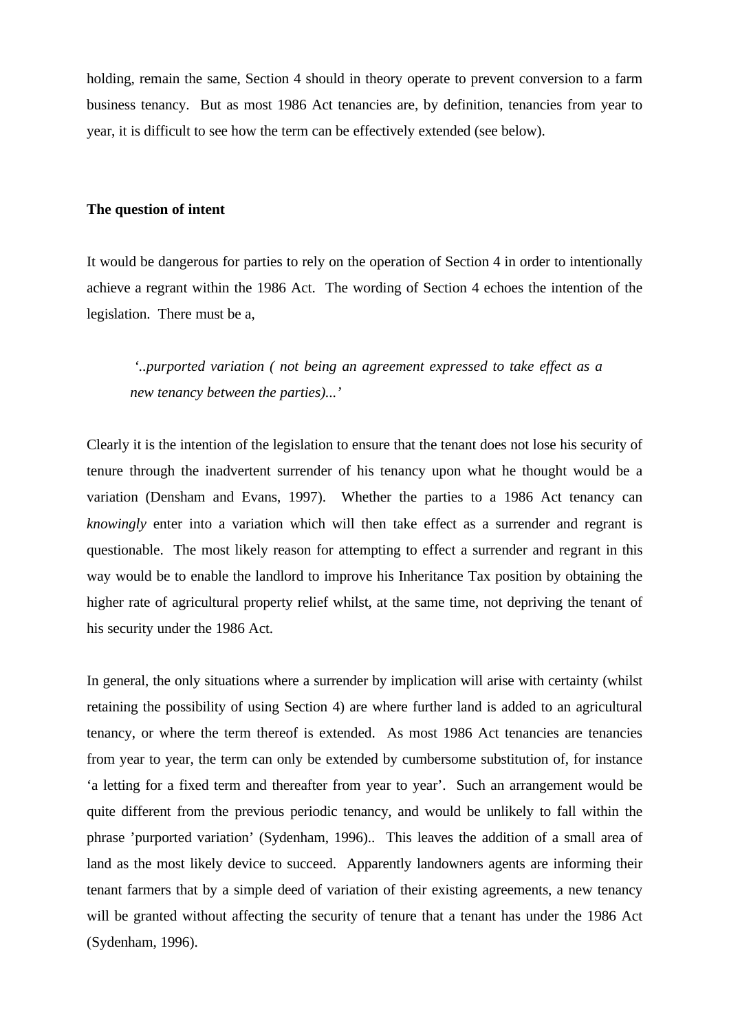holding, remain the same, Section 4 should in theory operate to prevent conversion to a farm business tenancy. But as most 1986 Act tenancies are, by definition, tenancies from year to year, it is difficult to see how the term can be effectively extended (see below).

**The question of intent**

It would be dangerous for parties to rely on the operation of Section 4 in order to intentionally achieve a regrant within the 1986 Act. The wording of Section 4 echoes the intention of the legislation. There must be a,

> *'..purported variation ( not being an agreement expressed to take effect as a new tenancy between the parties)...'*

Clearly it is the intention of the legislation to ensure that the tenant does not lose his security of tenure through the inadvertent surrender of his tenancy upon what he thought would be a variation (Densham and Evans, 1997). Whether the parties to a 1986 Act tenancy can *knowingly* enter into a variation which will then take effect as a surrender and regrant is questionable. The most likely reason for attempting to effect a surrender and regrant in this way would be to enable the landlord to improve his Inheritance Tax position by obtaining the higher rate of agricultural property relief whilst, at the same time, not depriving the tenant of his security under the 1986 Act.

In general, the only situations where a surrender by implication will arise with certainty (whilst retaining the possibility of using Section 4) are where further land is added to an agricultural tenancy, or where the term thereof is extended. As most 1986 Act tenancies are tenancies from year to year, the term can only be extended by cumbersome substitution of, for instance 'a letting for a fixed term and thereafter from year to year'. Such an arrangement would be quite different from the previous periodic tenancy, and would be unlikely to fall within the phrase 'purported variation' (Sydenham, 1996).. This leaves the addition of a small area of land as the most likely device to succeed. Apparently landowners agents are informing their tenant farmers that by a simple deed of variation of their existing agreements, a new tenancy will be granted without affecting the security of tenure that a tenant has under the 1986 Act (Sydenham, 1996).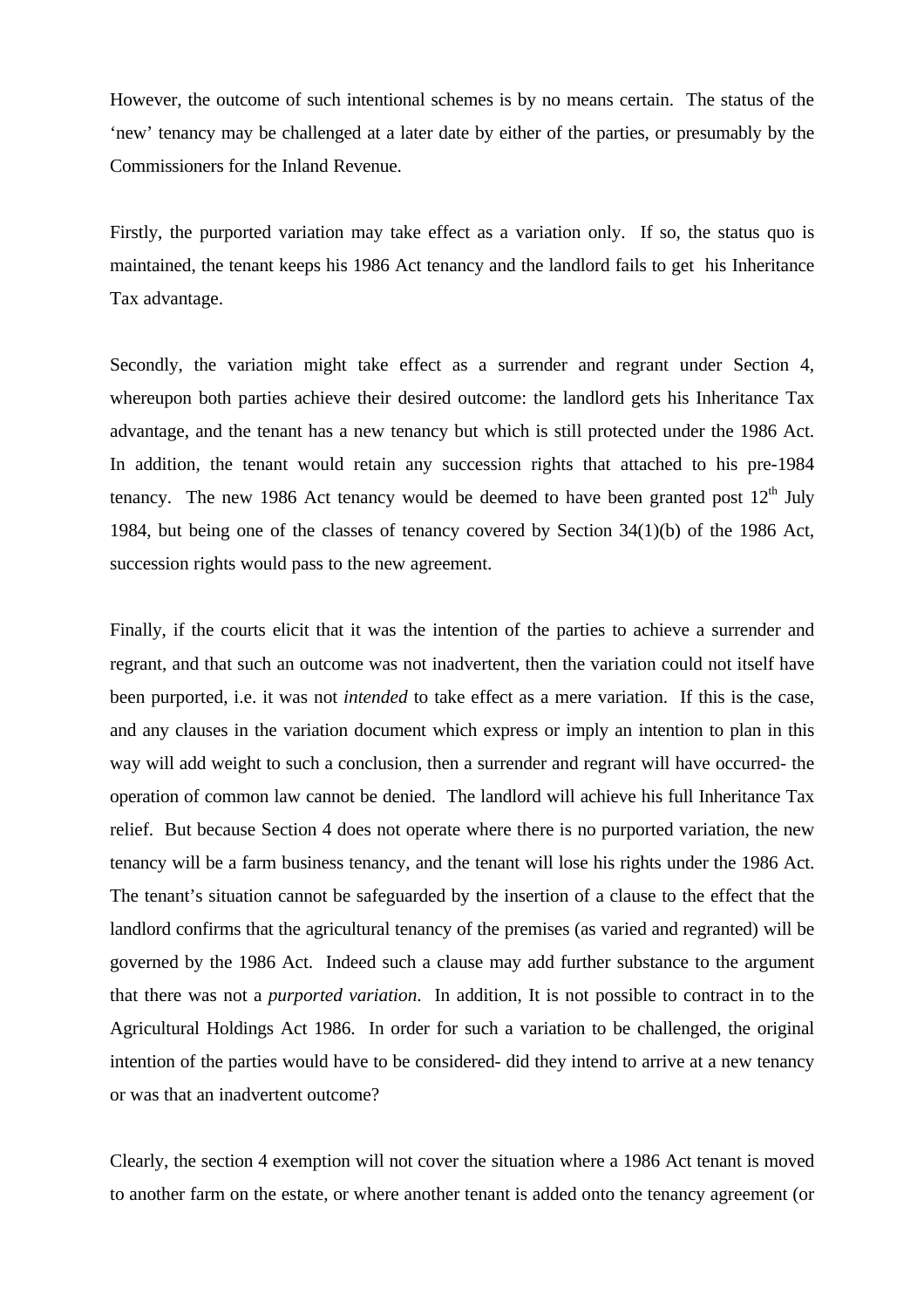However, the outcome of such intentional schemes is by no means certain. The status of the 'new' tenancy may be challenged at a later date by either of the parties, or presumably by the Commissioners for the Inland Revenue.

Firstly, the purported variation may take effect as a variation only. If so, the status quo is maintained, the tenant keeps his 1986 Act tenancy and the landlord fails to get his Inheritance Tax advantage.

Secondly, the variation might take effect as a surrender and regrant under Section 4, whereupon both parties achieve their desired outcome: the landlord gets his Inheritance Tax advantage, and the tenant has a new tenancy but which is still protected under the 1986 Act. In addition, the tenant would retain any succession rights that attached to his pre-1984 tenancy. The new 1986 Act tenancy would be deemed to have been granted post 12th July 1984, but being one of the classes of tenancy covered by Section 34(1)(b) of the 1986 Act, succession rights would pass to the new agreement.

Finally, if the courts elicit that it was the intention of the parties to achieve a surrender and regrant, and that such an outcome was not inadvertent, then the variation could not itself have been purported, i.e. it was not *intended* to take effect as a mere variation. If this is the case, and any clauses in the variation document which express or imply an intention to plan in this way will add weight to such a conclusion, then a surrender and regrant will have occurred- the operation of common law cannot be denied. The landlord will achieve his full Inheritance Tax relief. But because Section 4 does not operate where there is no purported variation, the new tenancy will be a farm business tenancy, and the tenant will lose his rights under the 1986 Act. The tenant's situation cannot be safeguarded by the insertion of a clause to the effect that the landlord confirms that the agricultural tenancy of the premises (as varied and regranted) will be governed by the 1986 Act. Indeed such a clause may add further substance to the argument that there was not a *purported variation*. In addition, It is not possible to contract in to the Agricultural Holdings Act 1986. In order for such a variation to be challenged, the original intention of the parties would have to be considered- did they intend to arrive at a new tenancy or was that an inadvertent outcome?

Clearly, the section 4 exemption will not cover the situation where a 1986 Act tenant is moved to another farm on the estate, or where another tenant is added onto the tenancy agreement (or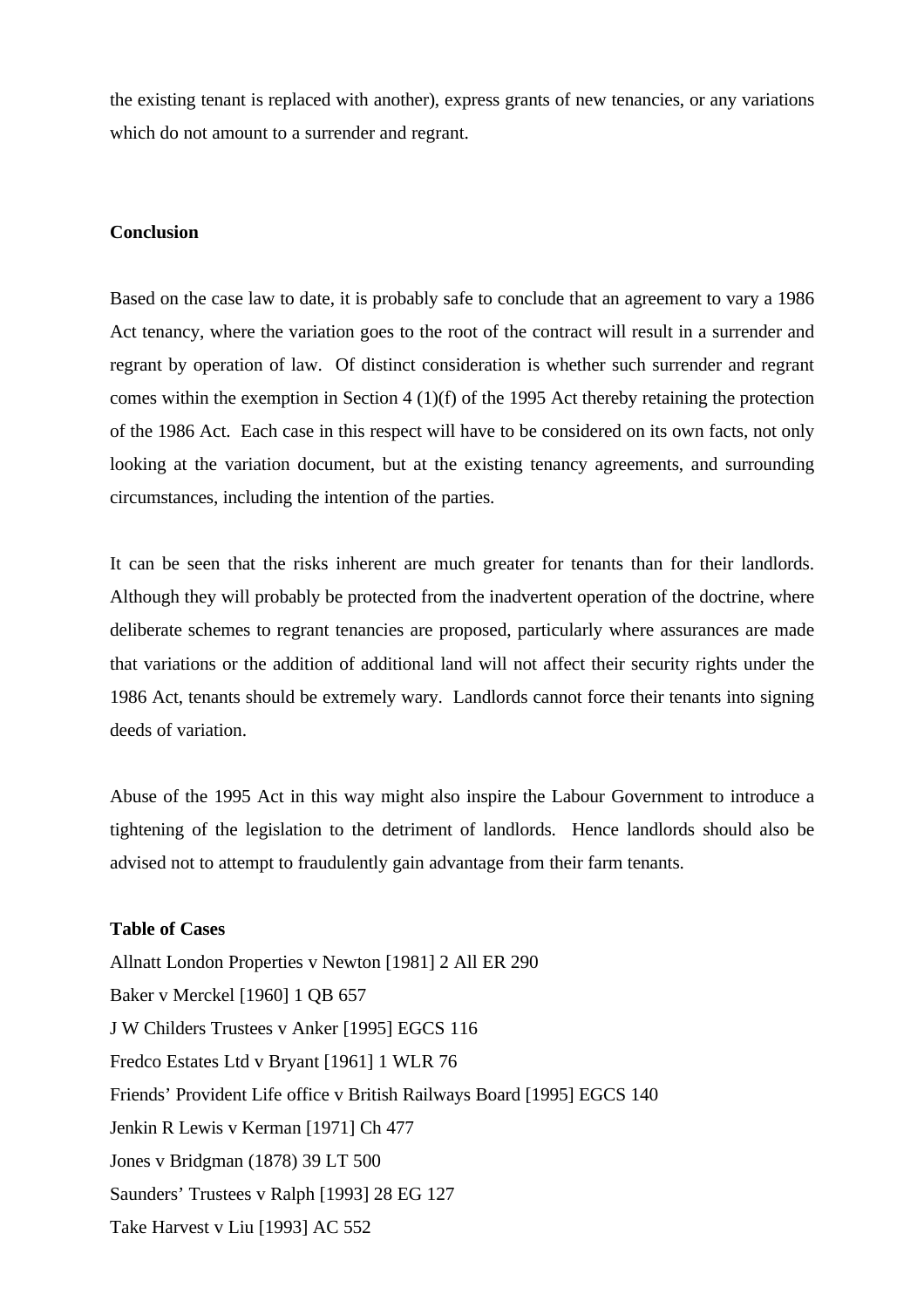the existing tenant is replaced with another), express grants of new tenancies, or any variations which do not amount to a surrender and regrant.

**Conclusion**

Based on the case law to date, it is probably safe to conclude that an agreement to vary a 1986 Act tenancy, where the variation goes to the root of the contract will result in a surrender and regrant by operation of law. Of distinct consideration is whether such surrender and regrant comes within the exemption in Section 4 (1)(f) of the 1995 Act thereby retaining the protection of the 1986 Act. Each case in this respect will have to be considered on its own facts, not only looking at the variation document, but at the existing tenancy agreements, and surrounding circumstances, including the intention of the parties.

It can be seen that the risks inherent are much greater for tenants than for their landlords. Although they will probably be protected from the inadvertent operation of the doctrine, where deliberate schemes to regrant tenancies are proposed, particularly where assurances are made that variations or the addition of additional land will not affect their security rights under the 1986 Act, tenants should be extremely wary. Landlords cannot force their tenants into signing deeds of variation.

Abuse of the 1995 Act in this way might also inspire the Labour Government to introduce a tightening of the legislation to the detriment of landlords. Hence landlords should also be advised not to attempt to fraudulently gain advantage from their farm tenants.

**Table of Cases**

Allnatt London Properties v Newton [1981] 2 All ER 290
Baker v Merckel [1960] 1 QB 657
J W Childers Trustees v Anker [1995] EGCS 116
Fredco Estates Ltd v Bryant [1961] 1 WLR 76
Friends' Provident Life office v British Railways Board [1995] EGCS 140
Jenkin R Lewis v Kerman [1971] Ch 477
Jones v Bridgman (1878) 39 LT 500
Saunders' Trustees v Ralph [1993] 28 EG 127
Take Harvest v Liu [1993] AC 552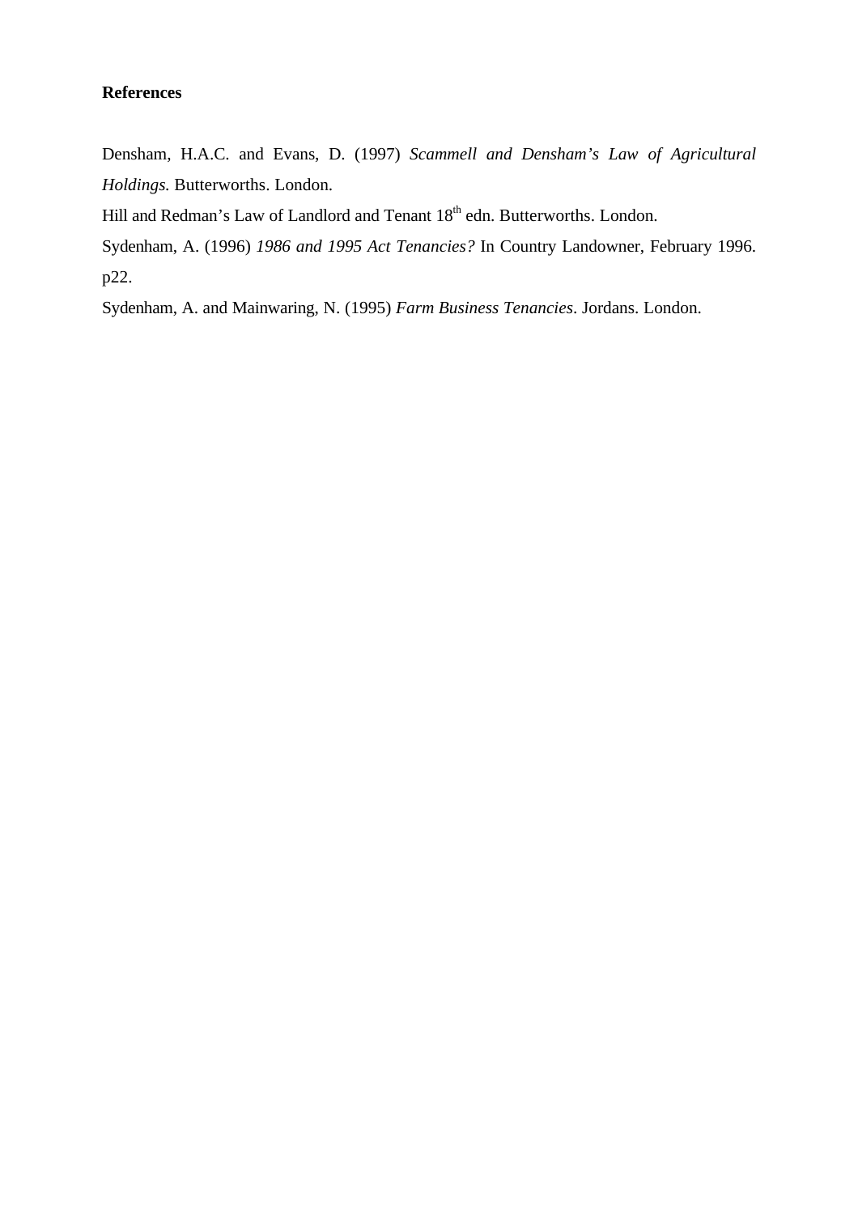**References**

Densham, H.A.C. and Evans, D. (1997) *Scammell and Densham's Law of Agricultural Holdings.* Butterworths. London.

Hill and Redman's Law of Landlord and Tenant $18^{th}$ edn. Butterworths. London.

Sydenham, A. (1996) *1986 and 1995 Act Tenancies?* In Country Landowner, February 1996. p22.

Sydenham, A. and Mainwaring, N. (1995) *Farm Business Tenancies*. Jordans. London.